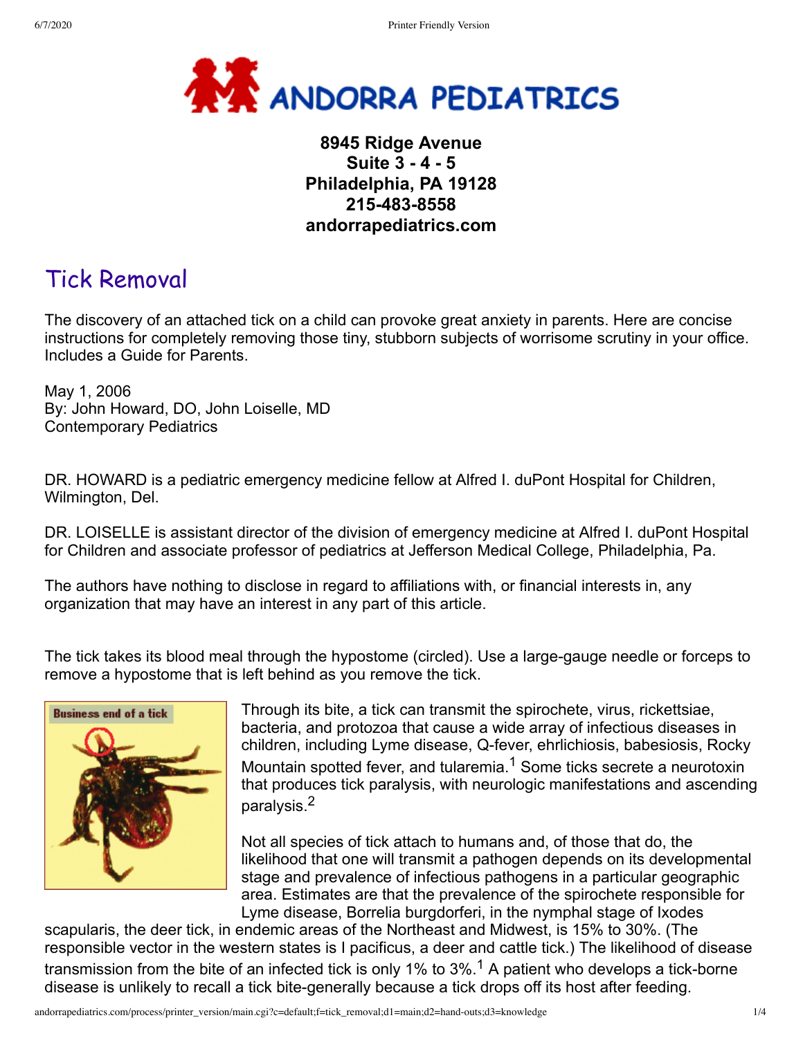# ANDORRA PEDIATRICS

**8945 Ridge Avenue**
**Suite 3 - 4 - 5**
**Philadelphia, PA 19128**
**215-483-8558**
**andorrapediatrics.com**

## Tick Removal

The discovery of an attached tick on a child can provoke great anxiety in parents. Here are concise instructions for completely removing those tiny, stubborn subjects of worrisome scrutiny in your office. Includes a Guide for Parents.

May 1, 2006
By: John Howard, DO, John Loiselle, MD
Contemporary Pediatrics

DR. HOWARD is a pediatric emergency medicine fellow at Alfred I. duPont Hospital for Children, Wilmington, Del.

DR. LOISELLE is assistant director of the division of emergency medicine at Alfred I. duPont Hospital for Children and associate professor of pediatrics at Jefferson Medical College, Philadelphia, Pa.

The authors have nothing to disclose in regard to affiliations with, or financial interests in, any organization that may have an interest in any part of this article.

The tick takes its blood meal through the hypostome (circled). Use a large-gauge needle or forceps to remove a hypostome that is left behind as you remove the tick.

Business end of a tick

Through its bite, a tick can transmit the spirochete, virus, rickettsiae, bacteria, and protozoa that cause a wide array of infectious diseases in children, including Lyme disease, Q-fever, ehrlichiosis, babesiosis, Rocky Mountain spotted fever, and tularemia.[1] Some ticks secrete a neurotoxin that produces tick paralysis, with neurologic manifestations and ascending paralysis.[2]

Not all species of tick attach to humans and, of those that do, the likelihood that one will transmit a pathogen depends on its developmental stage and prevalence of infectious pathogens in a particular geographic area. Estimates are that the prevalence of the spirochete responsible for Lyme disease, Borrelia burgdorferi, in the nymphal stage of Ixodes scapularis, the deer tick, in endemic areas of the Northeast and Midwest, is 15% to 30%. (The responsible vector in the western states is I pacificus, a deer and cattle tick.) The likelihood of disease transmission from the bite of an infected tick is only 1% to 3%.[1] A patient who develops a tick-borne disease is unlikely to recall a tick bite-generally because a tick drops off its host after feeding.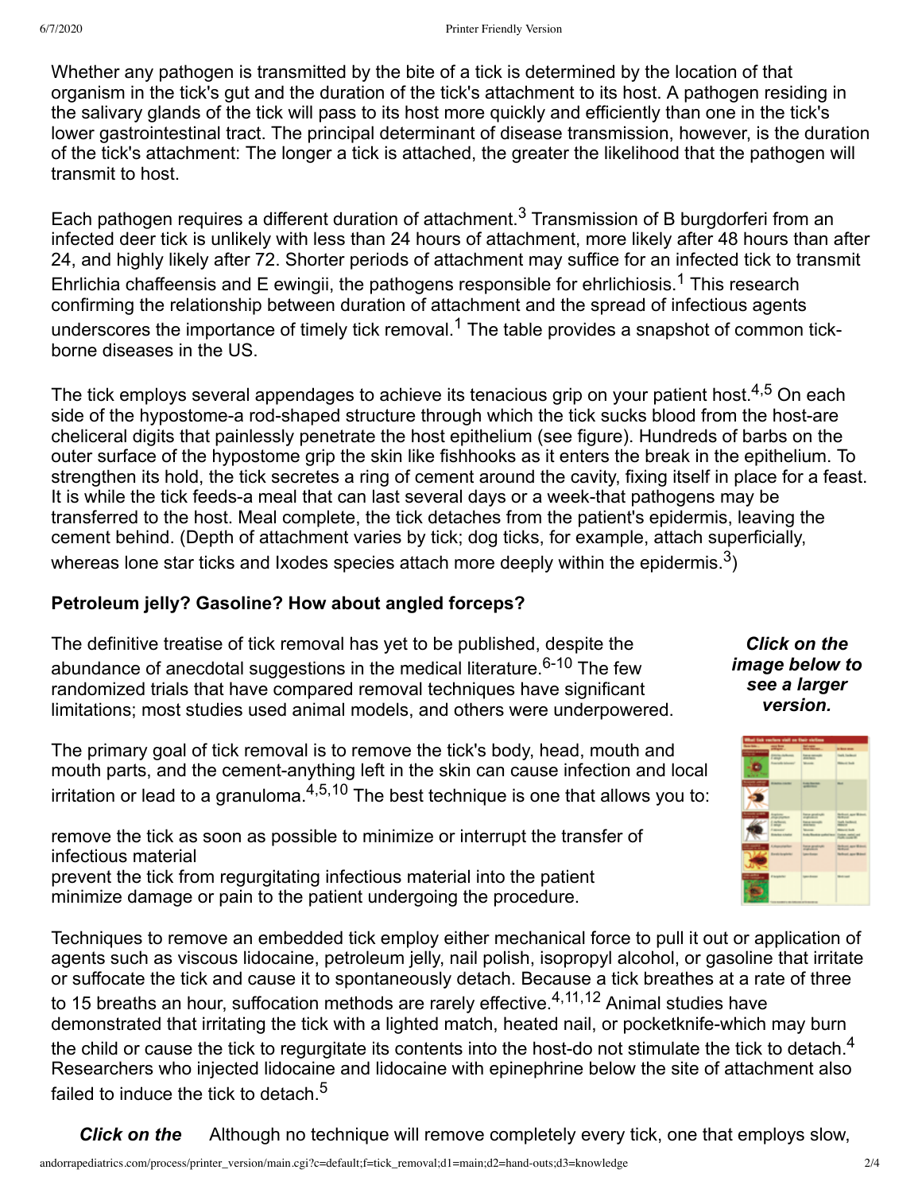Whether any pathogen is transmitted by the bite of a tick is determined by the location of that organism in the tick's gut and the duration of the tick's attachment to its host. A pathogen residing in the salivary glands of the tick will pass to its host more quickly and efficiently than one in the tick's lower gastrointestinal tract. The principal determinant of disease transmission, however, is the duration of the tick's attachment: The longer a tick is attached, the greater the likelihood that the pathogen will transmit to host.

Each pathogen requires a different duration of attachment.[3] Transmission of B burgdorferi from an infected deer tick is unlikely with less than 24 hours of attachment, more likely after 48 hours than after 24, and highly likely after 72. Shorter periods of attachment may suffice for an infected tick to transmit Ehrlichia chaffeensis and E ewingii, the pathogens responsible for ehrlichiosis.[1] This research confirming the relationship between duration of attachment and the spread of infectious agents underscores the importance of timely tick removal.[1] The table provides a snapshot of common tick-borne diseases in the US.

The tick employs several appendages to achieve its tenacious grip on your patient host.[4,5] On each side of the hypostome-a rod-shaped structure through which the tick sucks blood from the host-are cheliceral digits that painlessly penetrate the host epithelium (see figure). Hundreds of barbs on the outer surface of the hypostome grip the skin like fishhooks as it enters the break in the epithelium. To strengthen its hold, the tick secretes a ring of cement around the cavity, fixing itself in place for a feast. It is while the tick feeds-a meal that can last several days or a week-that pathogens may be transferred to the host. Meal complete, the tick detaches from the patient's epidermis, leaving the cement behind. (Depth of attachment varies by tick; dog ticks, for example, attach superficially, whereas lone star ticks and Ixodes species attach more deeply within the epidermis.[3])

### Petroleum jelly? Gasoline? How about angled forceps?

***Click on the image below to see a larger version.***

The definitive treatise of tick removal has yet to be published, despite the abundance of anecdotal suggestions in the medical literature.[6-10] The few randomized trials that have compared removal techniques have significant limitations; most studies used animal models, and others were underpowered.

The primary goal of tick removal is to remove the tick's body, head, mouth and mouth parts, and the cement-anything left in the skin can cause infection and local irritation or lead to a granuloma.[4,5,10] The best technique is one that allows you to:

remove the tick as soon as possible to minimize or interrupt the transfer of infectious material
prevent the tick from regurgitating infectious material into the patient
minimize damage or pain to the patient undergoing the procedure.

Techniques to remove an embedded tick employ either mechanical force to pull it out or application of agents such as viscous lidocaine, petroleum jelly, nail polish, isopropyl alcohol, or gasoline that irritate or suffocate the tick and cause it to spontaneously detach. Because a tick breathes at a rate of three to 15 breaths an hour, suffocation methods are rarely effective.[4,11,12] Animal studies have demonstrated that irritating the tick with a lighted match, heated nail, or pocketknife-which may burn the child or cause the tick to regurgitate its contents into the host-do not stimulate the tick to detach.[4] Researchers who injected lidocaine and lidocaine with epinephrine below the site of attachment also failed to induce the tick to detach.[5]

***Click on the*** Although no technique will remove completely every tick, one that employs slow,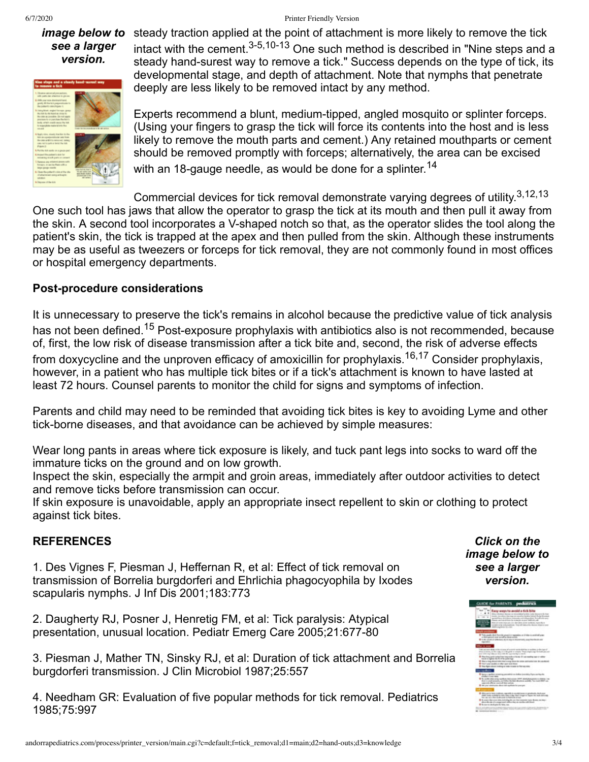*image below to see a larger version.*

steady traction applied at the point of attachment is more likely to remove the tick intact with the cement.[3-5,10-13] One such method is described in "Nine steps and a steady hand-surest way to remove a tick." Success depends on the type of tick, its developmental stage, and depth of attachment. Note that nymphs that penetrate deeply are less likely to be removed intact by any method.

Experts recommend a blunt, medium-tipped, angled mosquito or splinter forceps. (Using your fingers to grasp the tick will force its contents into the host and is less likely to remove the mouth parts and cement.) Any retained mouthparts or cement should be removed promptly with forceps; alternatively, the area can be excised with an 18-gauge needle, as would be done for a splinter.[14]

Commercial devices for tick removal demonstrate varying degrees of utility.[3,12,13] One such tool has jaws that allow the operator to grasp the tick at its mouth and then pull it away from the skin. A second tool incorporates a V-shaped notch so that, as the operator slides the tool along the patient's skin, the tick is trapped at the apex and then pulled from the skin. Although these instruments may be as useful as tweezers or forceps for tick removal, they are not commonly found in most offices or hospital emergency departments.

**Post-procedure considerations**

It is unnecessary to preserve the tick's remains in alcohol because the predictive value of tick analysis has not been defined.[15] Post-exposure prophylaxis with antibiotics also is not recommended, because of, first, the low risk of disease transmission after a tick bite and, second, the risk of adverse effects from doxycycline and the unproven efficacy of amoxicillin for prophylaxis.[16,17] Consider prophylaxis, however, in a patient who has multiple tick bites or if a tick's attachment is known to have lasted at least 72 hours. Counsel parents to monitor the child for signs and symptoms of infection.

Parents and child may need to be reminded that avoiding tick bites is key to avoiding Lyme and other tick-borne diseases, and that avoidance can be achieved by simple measures:

Wear long pants in areas where tick exposure is likely, and tuck pant legs into socks to ward off the immature ticks on the ground and on low growth.
Inspect the skin, especially the armpit and groin areas, immediately after outdoor activities to detect and remove ticks before transmission can occur.
If skin exposure is unavoidable, apply an appropriate insect repellent to skin or clothing to protect against tick bites.

**REFERENCES**

*Click on the image below to see a larger version.*

1. Des Vignes F, Piesman J, Heffernan R, et al: Effect of tick removal on transmission of Borrelia burgdorferi and Ehrlichia phagocyophila by Ixodes scapularis nymphs. J Inf Dis 2001;183:773

2. Daugherty RJ, Posner J, Henretig FM, et al: Tick paralysis: Atypical presentation, unusual location. Pediatr Emerg Care 2005;21:677-80

3. Piesman J, Mather TN, Sinsky RJ, et al: Duration of tick attachment and Borrelia burgdorferi transmission. J Clin Microbiol 1987;25:557

4. Needham GR: Evaluation of five popular methods for tick removal. Pediatrics 1985;75:997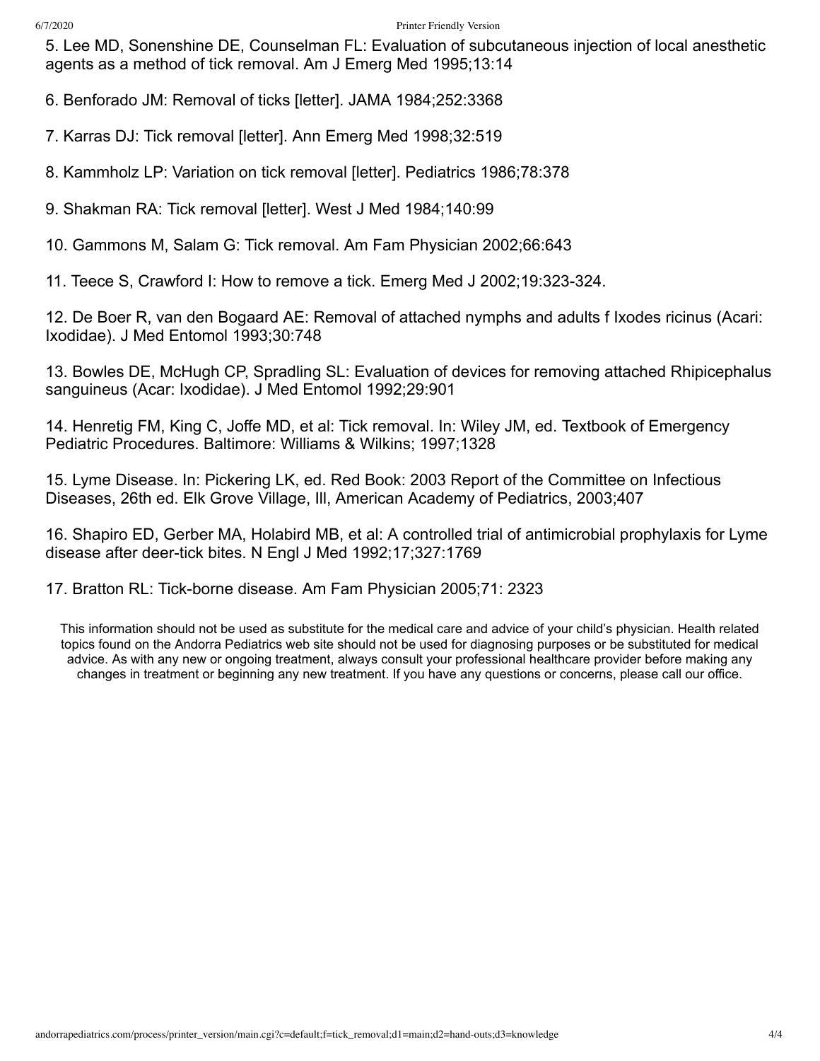5. Lee MD, Sonenshine DE, Counselman FL: Evaluation of subcutaneous injection of local anesthetic agents as a method of tick removal. Am J Emerg Med 1995;13:14

6. Benforado JM: Removal of ticks [letter]. JAMA 1984;252:3368

7. Karras DJ: Tick removal [letter]. Ann Emerg Med 1998;32:519

8. Kammholz LP: Variation on tick removal [letter]. Pediatrics 1986;78:378

9. Shakman RA: Tick removal [letter]. West J Med 1984;140:99

10. Gammons M, Salam G: Tick removal. Am Fam Physician 2002;66:643

11. Teece S, Crawford I: How to remove a tick. Emerg Med J 2002;19:323-324.

12. De Boer R, van den Bogaard AE: Removal of attached nymphs and adults f Ixodes ricinus (Acari: Ixodidae). J Med Entomol 1993;30:748

13. Bowles DE, McHugh CP, Spradling SL: Evaluation of devices for removing attached Rhipicephalus sanguineus (Acar: Ixodidae). J Med Entomol 1992;29:901

14. Henretig FM, King C, Joffe MD, et al: Tick removal. In: Wiley JM, ed. Textbook of Emergency Pediatric Procedures. Baltimore: Williams & Wilkins; 1997;1328

15. Lyme Disease. In: Pickering LK, ed. Red Book: 2003 Report of the Committee on Infectious Diseases, 26th ed. Elk Grove Village, Ill, American Academy of Pediatrics, 2003;407

16. Shapiro ED, Gerber MA, Holabird MB, et al: A controlled trial of antimicrobial prophylaxis for Lyme disease after deer-tick bites. N Engl J Med 1992;17;327:1769

17. Bratton RL: Tick-borne disease. Am Fam Physician 2005;71: 2323

This information should not be used as substitute for the medical care and advice of your child's physician. Health related topics found on the Andorra Pediatrics web site should not be used for diagnosing purposes or be substituted for medical advice. As with any new or ongoing treatment, always consult your professional healthcare provider before making any changes in treatment or beginning any new treatment. If you have any questions or concerns, please call our office.